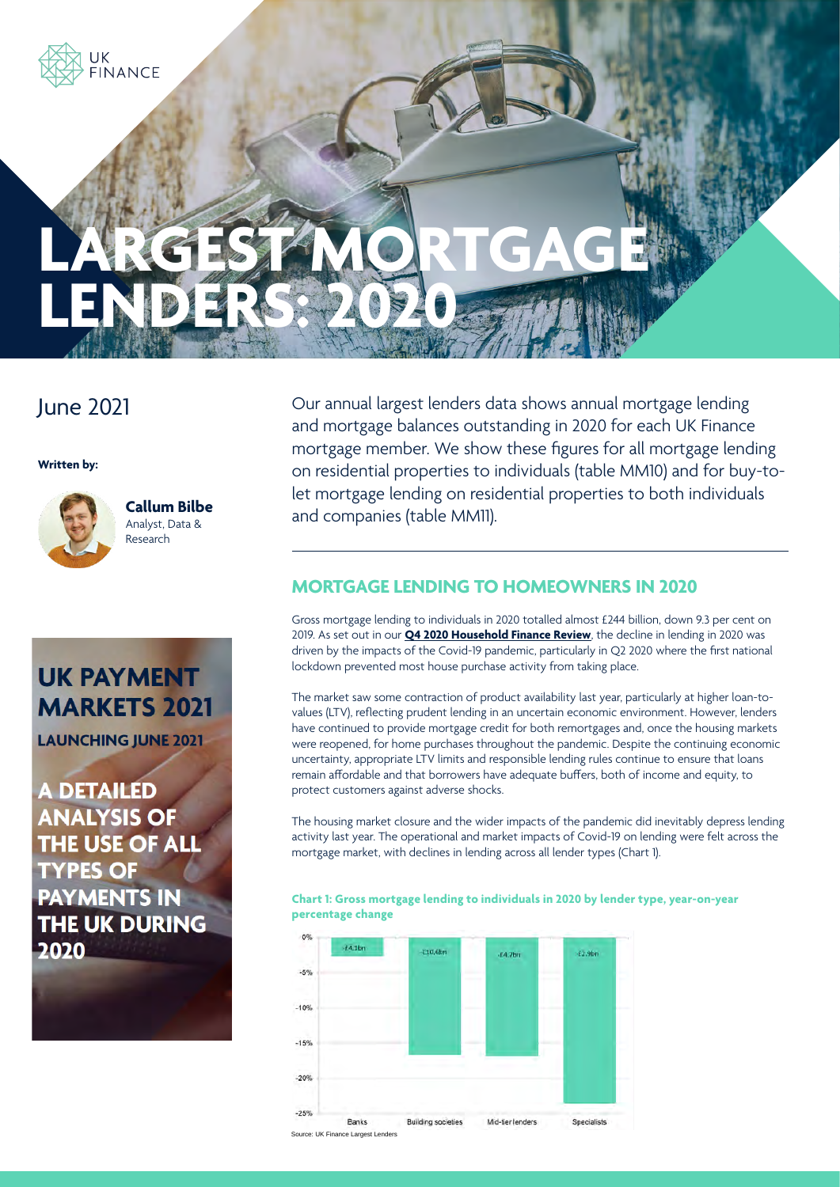# LARGEST MORTGAGE LENDERS: 2020

June 2021

**Written by:**

**Callum Bilbe**
Analyst, Data & Research

**UK PAYMENT MARKETS 2021**

**LAUNCHING JUNE 2021**

**A DETAILED ANALYSIS OF THE USE OF ALL TYPES OF PAYMENTS IN THE UK DURING 2020**

Our annual largest lenders data shows annual mortgage lending and mortgage balances outstanding in 2020 for each UK Finance mortgage member. We show these figures for all mortgage lending on residential properties to individuals (table MM10) and for buy-to-let mortgage lending on residential properties to both individuals and companies (table MM11).

## MORTGAGE LENDING TO HOMEOWNERS IN 2020

Gross mortgage lending to individuals in 2020 totalled almost £244 billion, down 9.3 per cent on 2019. As set out in our **Q4 2020 Household Finance Review**, the decline in lending in 2020 was driven by the impacts of the Covid-19 pandemic, particularly in Q2 2020 where the first national lockdown prevented most house purchase activity from taking place.

The market saw some contraction of product availability last year, particularly at higher loan-to-values (LTV), reflecting prudent lending in an uncertain economic environment. However, lenders have continued to provide mortgage credit for both remortgages and, once the housing markets were reopened, for home purchases throughout the pandemic. Despite the continuing economic uncertainty, appropriate LTV limits and responsible lending rules continue to ensure that loans remain affordable and that borrowers have adequate buffers, both of income and equity, to protect customers against adverse shocks.

The housing market closure and the wider impacts of the pandemic did inevitably depress lending activity last year. The operational and market impacts of Covid-19 on lending were felt across the mortgage market, with declines in lending across all lender types (Chart 1).

**Chart 1: Gross mortgage lending to individuals in 2020 by lender type, year-on-year percentage change**

| Lender type | Change |
|---|---|
| Banks | -£4.3bn |
| Building societies | -£10.6bn |
| Mid-tier lenders | -£4.7bn |
| Specialists | -£2.9bn |

Source: UK Finance Largest Lenders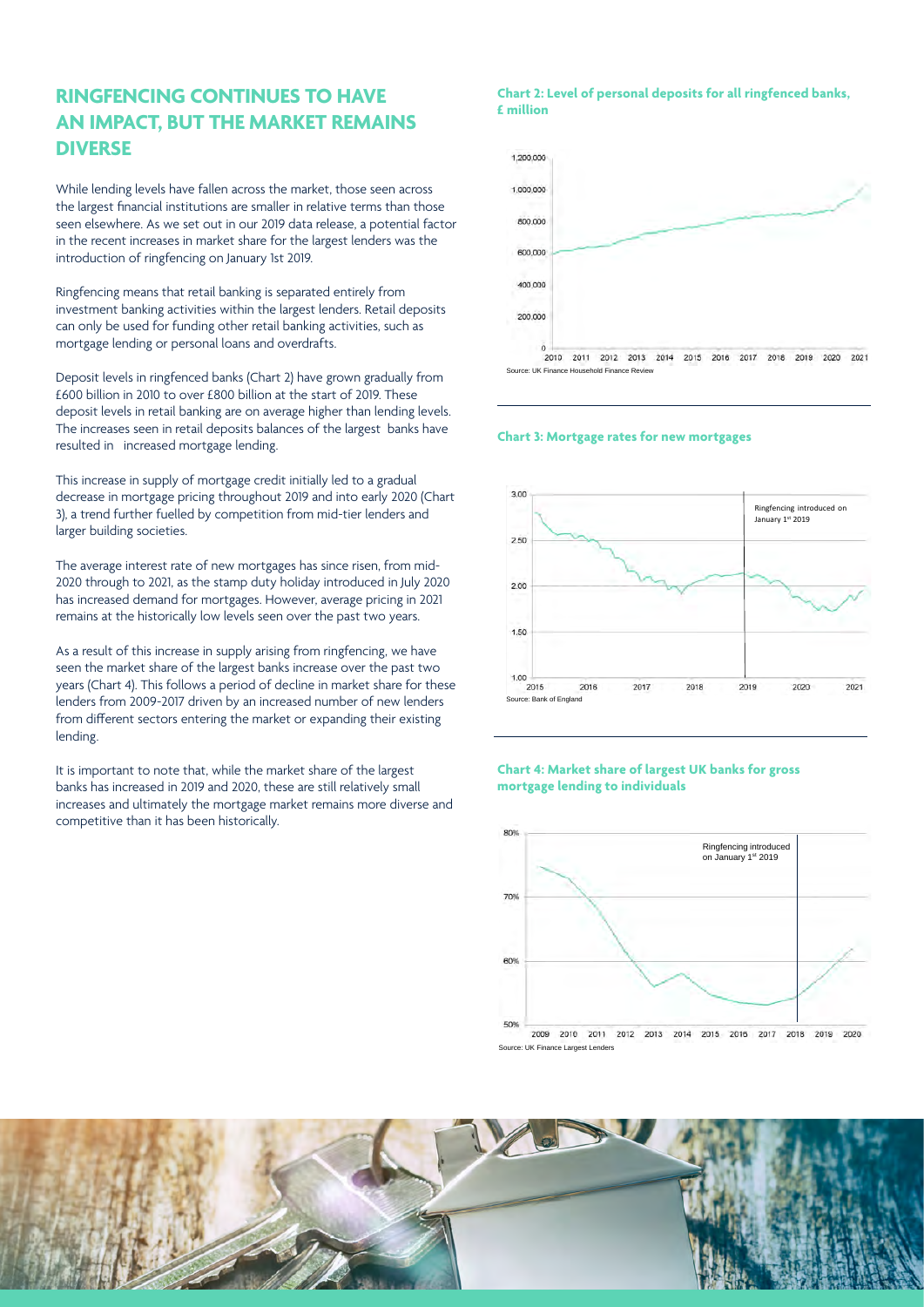## RINGFENCING CONTINUES TO HAVE AN IMPACT, BUT THE MARKET REMAINS DIVERSE

While lending levels have fallen across the market, those seen across the largest financial institutions are smaller in relative terms than those seen elsewhere. As we set out in our 2019 data release, a potential factor in the recent increases in market share for the largest lenders was the introduction of ringfencing on January 1st 2019.

Ringfencing means that retail banking is separated entirely from investment banking activities within the largest lenders. Retail deposits can only be used for funding other retail banking activities, such as mortgage lending or personal loans and overdrafts.

Deposit levels in ringfenced banks (Chart 2) have grown gradually from £600 billion in 2010 to over £800 billion at the start of 2019. These deposit levels in retail banking are on average higher than lending levels. The increases seen in retail deposits balances of the largest banks have resulted in increased mortgage lending.

This increase in supply of mortgage credit initially led to a gradual decrease in mortgage pricing throughout 2019 and into early 2020 (Chart 3), a trend further fuelled by competition from mid-tier lenders and larger building societies.

The average interest rate of new mortgages has since risen, from mid-2020 through to 2021, as the stamp duty holiday introduced in July 2020 has increased demand for mortgages. However, average pricing in 2021 remains at the historically low levels seen over the past two years.

As a result of this increase in supply arising from ringfencing, we have seen the market share of the largest banks increase over the past two years (Chart 4). This follows a period of decline in market share for these lenders from 2009-2017 driven by an increased number of new lenders from different sectors entering the market or expanding their existing lending.

It is important to note that, while the market share of the largest banks has increased in 2019 and 2020, these are still relatively small increases and ultimately the mortgage market remains more diverse and competitive than it has been historically.

**Chart 2: Level of personal deposits for all ringfenced banks, £ million**

Source: UK Finance Household Finance Review

**Chart 3: Mortgage rates for new mortgages**

Ringfencing introduced on January 1st 2019

Source: Bank of England

**Chart 4: Market share of largest UK banks for gross mortgage lending to individuals**

Ringfencing introduced on January 1st 2019

Source: UK Finance Largest Lenders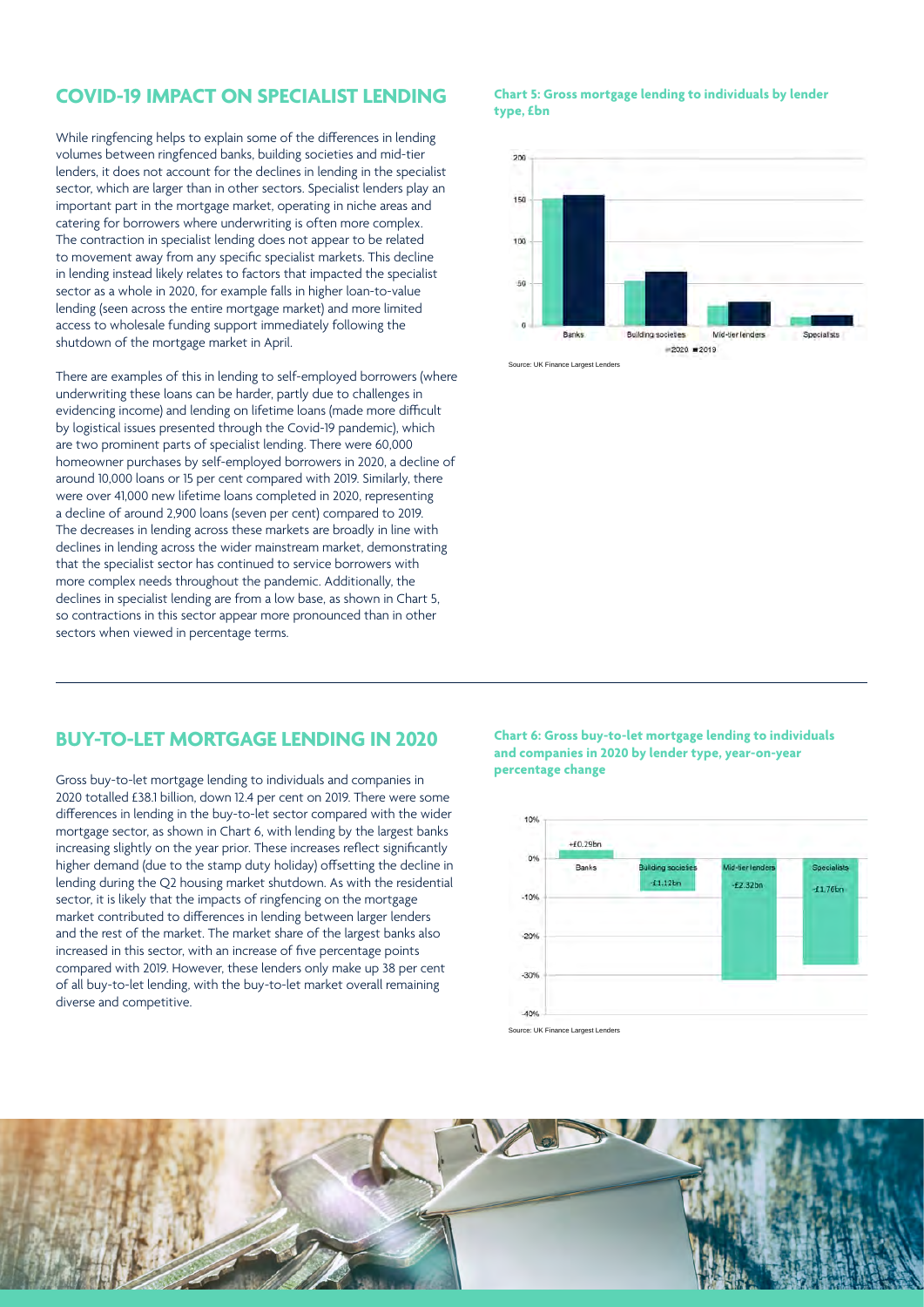## COVID-19 IMPACT ON SPECIALIST LENDING

While ringfencing helps to explain some of the differences in lending volumes between ringfenced banks, building societies and mid-tier lenders, it does not account for the declines in lending in the specialist sector, which are larger than in other sectors. Specialist lenders play an important part in the mortgage market, operating in niche areas and catering for borrowers where underwriting is often more complex. The contraction in specialist lending does not appear to be related to movement away from any specific specialist markets. This decline in lending instead likely relates to factors that impacted the specialist sector as a whole in 2020, for example falls in higher loan-to-value lending (seen across the entire mortgage market) and more limited access to wholesale funding support immediately following the shutdown of the mortgage market in April.

There are examples of this in lending to self-employed borrowers (where underwriting these loans can be harder, partly due to challenges in evidencing income) and lending on lifetime loans (made more difficult by logistical issues presented through the Covid-19 pandemic), which are two prominent parts of specialist lending. There were 60,000 homeowner purchases by self-employed borrowers in 2020, a decline of around 10,000 loans or 15 per cent compared with 2019. Similarly, there were over 41,000 new lifetime loans completed in 2020, representing a decline of around 2,900 loans (seven per cent) compared to 2019. The decreases in lending across these markets are broadly in line with declines in lending across the wider mainstream market, demonstrating that the specialist sector has continued to service borrowers with more complex needs throughout the pandemic. Additionally, the declines in specialist lending are from a low base, as shown in Chart 5, so contractions in this sector appear more pronounced than in other sectors when viewed in percentage terms.

**Chart 5: Gross mortgage lending to individuals by lender type, £bn**

Source: UK Finance Largest Lenders

## BUY-TO-LET MORTGAGE LENDING IN 2020

Gross buy-to-let mortgage lending to individuals and companies in 2020 totalled £38.1 billion, down 12.4 per cent on 2019. There were some differences in lending in the buy-to-let sector compared with the wider mortgage sector, as shown in Chart 6, with lending by the largest banks increasing slightly on the year prior. These increases reflect significantly higher demand (due to the stamp duty holiday) offsetting the decline in lending during the Q2 housing market shutdown. As with the residential sector, it is likely that the impacts of ringfencing on the mortgage market contributed to differences in lending between larger lenders and the rest of the market. The market share of the largest banks also increased in this sector, with an increase of five percentage points compared with 2019. However, these lenders only make up 38 per cent of all buy-to-let lending, with the buy-to-let market overall remaining diverse and competitive.

**Chart 6: Gross buy-to-let mortgage lending to individuals and companies in 2020 by lender type, year-on-year percentage change**

| Lender type | Change |
|---|---|
| Banks | +£0.29bn |
| Building societies | -£1.12bn |
| Mid-tier lenders | -£2.32bn |
| Specialists | -£1.76bn |

Source: UK Finance Largest Lenders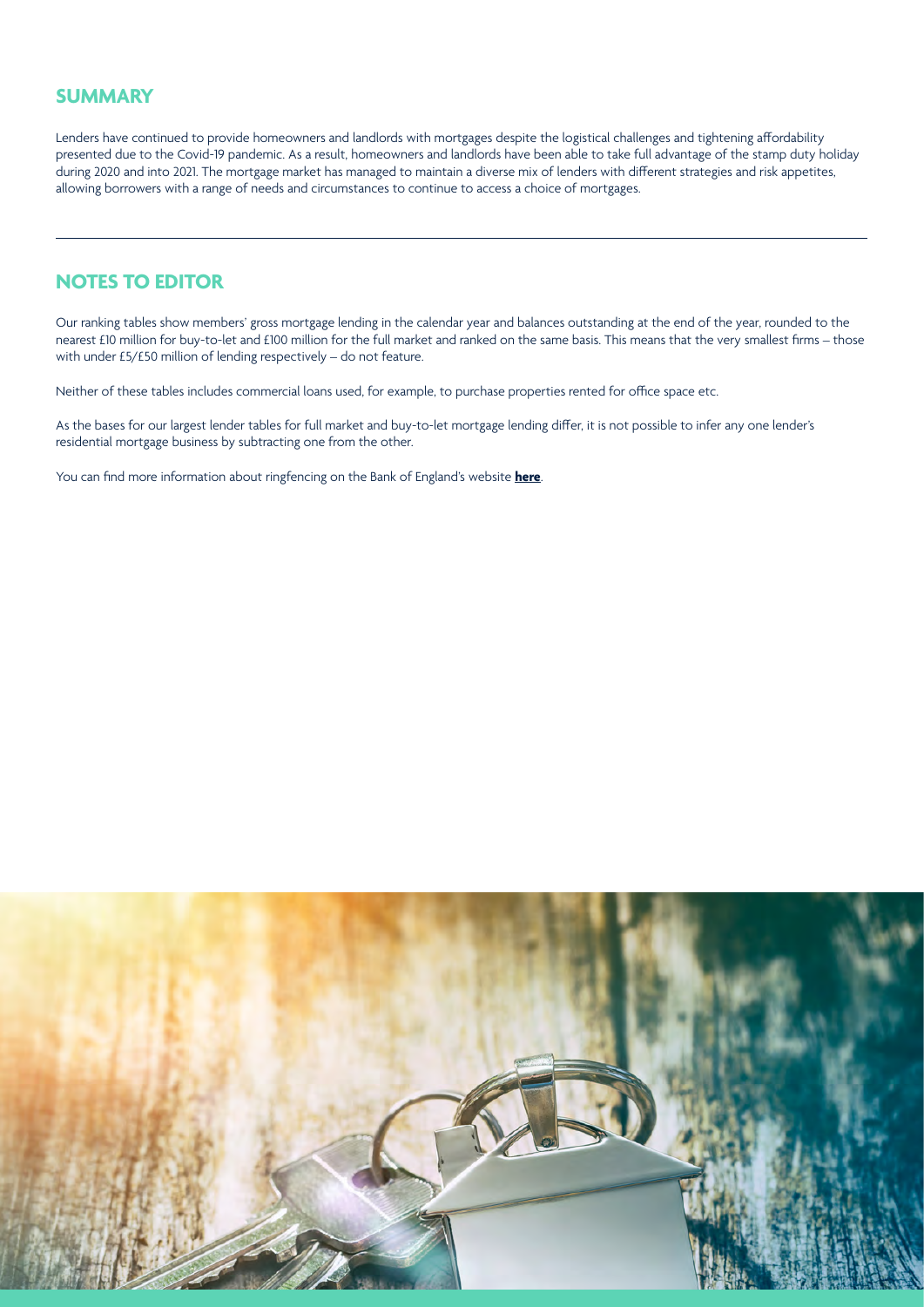## SUMMARY

Lenders have continued to provide homeowners and landlords with mortgages despite the logistical challenges and tightening affordability presented due to the Covid-19 pandemic. As a result, homeowners and landlords have been able to take full advantage of the stamp duty holiday during 2020 and into 2021. The mortgage market has managed to maintain a diverse mix of lenders with different strategies and risk appetites, allowing borrowers with a range of needs and circumstances to continue to access a choice of mortgages.

---

## NOTES TO EDITOR

Our ranking tables show members' gross mortgage lending in the calendar year and balances outstanding at the end of the year, rounded to the nearest £10 million for buy-to-let and £100 million for the full market and ranked on the same basis. This means that the very smallest firms – those with under £5/£50 million of lending respectively – do not feature.

Neither of these tables includes commercial loans used, for example, to purchase properties rented for office space etc.

As the bases for our largest lender tables for full market and buy-to-let mortgage lending differ, it is not possible to infer any one lender's residential mortgage business by subtracting one from the other.

You can find more information about ringfencing on the Bank of England's website **here**.